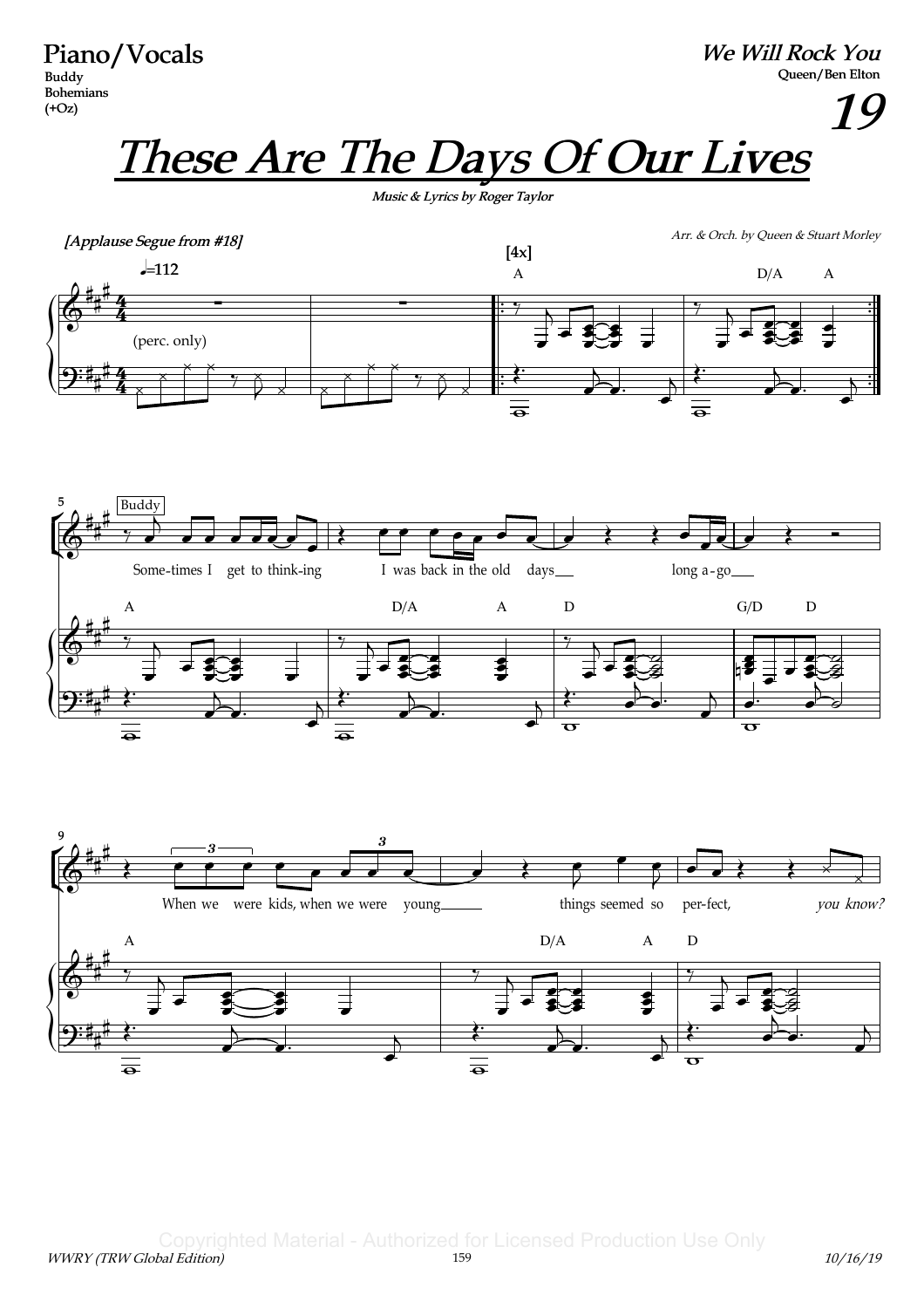**Piano/Vocals**
Buddy
Bohemians
(+Oz)

***We Will Rock You***
Queen/Ben Elton

***19***

# *These Are The Days Of Our Lives*

*Music & Lyrics by Roger Taylor*

*[Applause Segue from #18]*

*Arr. & Orch. by Queen & Stuart Morley*

♩=112

(perc. only)

[4x]

A D/A A

5 Buddy

Some-times I get to think-ing I was back in the old days long a-go

A D/A A D G/D D

9

When we were kids, when we were young things seemed so per-fect, *you know?*

A D/A A D

Copyrighted Material - Authorized for Licensed Production Use Only

*WWRY (TRW Global Edition)* *10/16/19*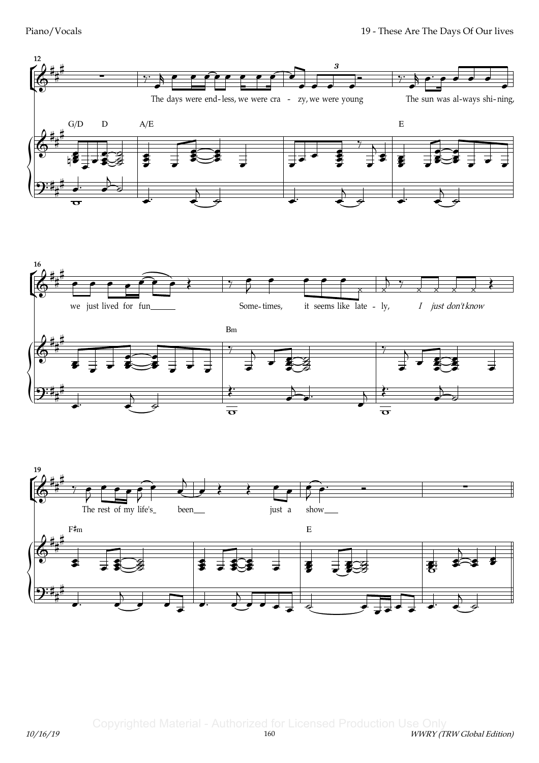The days were end-less, we were cra - zy, we were young The sun was al-ways shi-ning,

G/D D A/E E

we just lived for fun Some-times, it seems like late - ly, *I just don't know*

Bm

The rest of my life's been just a show

F♯m E